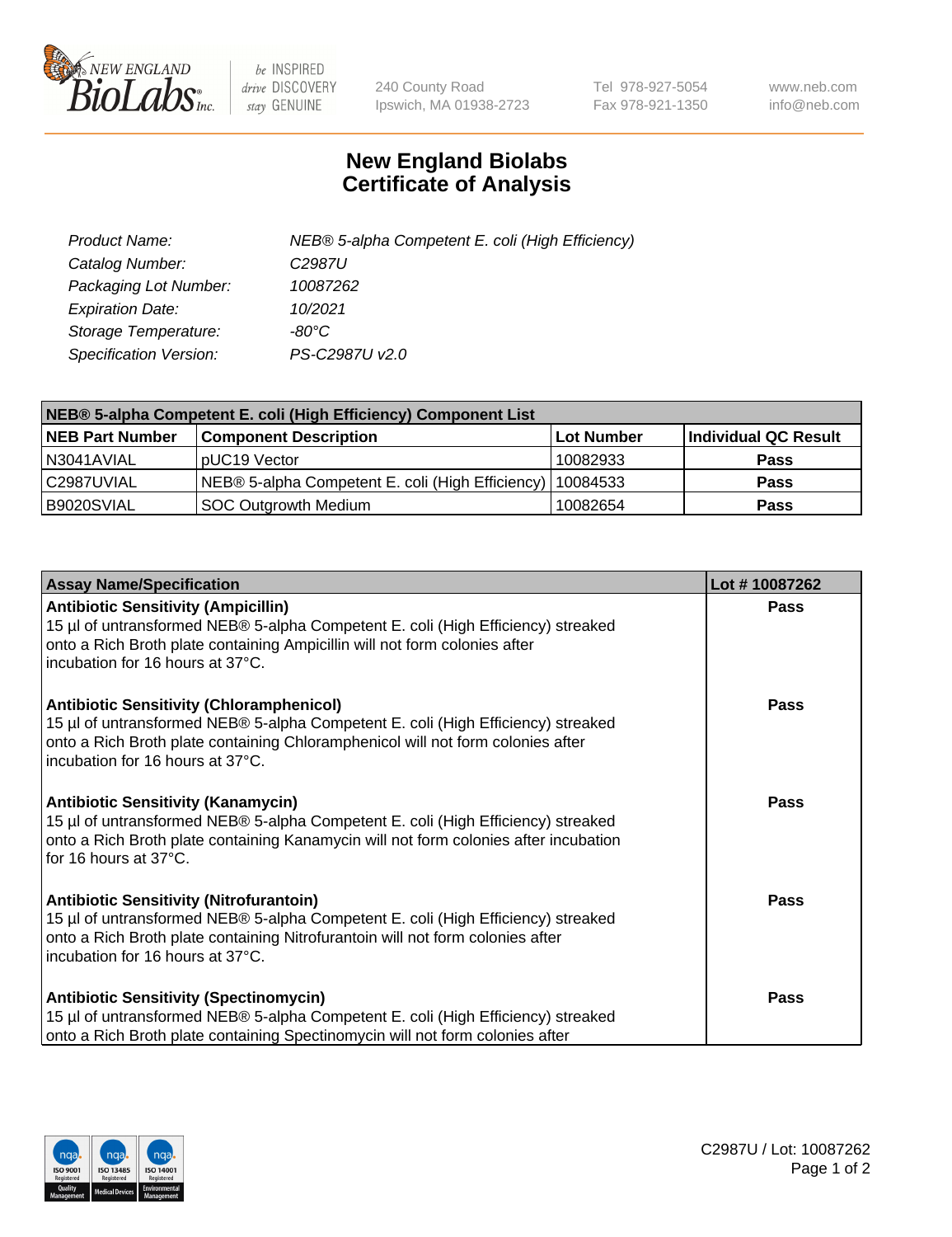240 County Road
Ipswich, MA 01938-2723

Tel 978-927-5054
Fax 978-921-1350

www.neb.com
info@neb.com

# New England Biolabs Certificate of Analysis

| | |
|---|---|
| *Product Name:* | *NEB® 5-alpha Competent E. coli (High Efficiency)* |
| *Catalog Number:* | *C2987U* |
| *Packaging Lot Number:* | *10087262* |
| *Expiration Date:* | *10/2021* |
| *Storage Temperature:* | *-80°C* |
| *Specification Version:* | *PS-C2987U v2.0* |

| NEB® 5-alpha Competent E. coli (High Efficiency) Component List | | | |
|---|---|---|---|
| **NEB Part Number** | **Component Description** | **Lot Number** | **Individual QC Result** |
| N3041AVIAL | pUC19 Vector | 10082933 | **Pass** |
| C2987UVIAL | NEB® 5-alpha Competent E. coli (High Efficiency) | 10084533 | **Pass** |
| B9020SVIAL | SOC Outgrowth Medium | 10082654 | **Pass** |

| Assay Name/Specification | Lot # 10087262 |
|---|---|
| **Antibiotic Sensitivity (Ampicillin)**<br>15 µl of untransformed NEB® 5-alpha Competent E. coli (High Efficiency) streaked onto a Rich Broth plate containing Ampicillin will not form colonies after incubation for 16 hours at 37°C. | **Pass** |
| **Antibiotic Sensitivity (Chloramphenicol)**<br>15 µl of untransformed NEB® 5-alpha Competent E. coli (High Efficiency) streaked onto a Rich Broth plate containing Chloramphenicol will not form colonies after incubation for 16 hours at 37°C. | **Pass** |
| **Antibiotic Sensitivity (Kanamycin)**<br>15 µl of untransformed NEB® 5-alpha Competent E. coli (High Efficiency) streaked onto a Rich Broth plate containing Kanamycin will not form colonies after incubation for 16 hours at 37°C. | **Pass** |
| **Antibiotic Sensitivity (Nitrofurantoin)**<br>15 µl of untransformed NEB® 5-alpha Competent E. coli (High Efficiency) streaked onto a Rich Broth plate containing Nitrofurantoin will not form colonies after incubation for 16 hours at 37°C. | **Pass** |
| **Antibiotic Sensitivity (Spectinomycin)**<br>15 µl of untransformed NEB® 5-alpha Competent E. coli (High Efficiency) streaked onto a Rich Broth plate containing Spectinomycin will not form colonies after | **Pass** |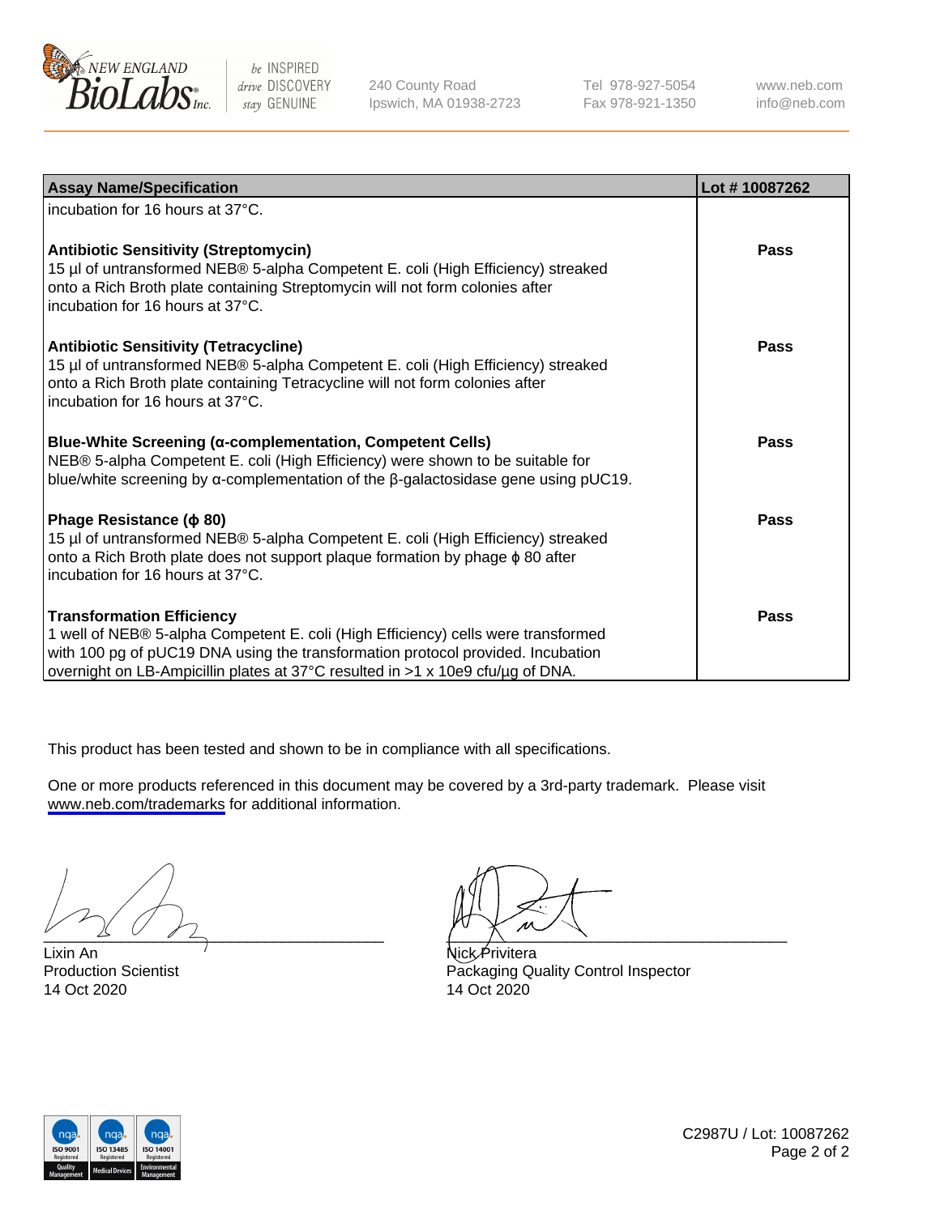| Assay Name/Specification | Lot # 10087262 |
| --- | --- |
| incubation for 16 hours at 37°C. | |
| **Antibiotic Sensitivity (Streptomycin)**<br>15 µl of untransformed NEB® 5-alpha Competent E. coli (High Efficiency) streaked onto a Rich Broth plate containing Streptomycin will not form colonies after incubation for 16 hours at 37°C. | **Pass** |
| **Antibiotic Sensitivity (Tetracycline)**<br>15 µl of untransformed NEB® 5-alpha Competent E. coli (High Efficiency) streaked onto a Rich Broth plate containing Tetracycline will not form colonies after incubation for 16 hours at 37°C. | **Pass** |
| **Blue-White Screening (α-complementation, Competent Cells)**<br>NEB® 5-alpha Competent E. coli (High Efficiency) were shown to be suitable for blue/white screening by α-complementation of the β-galactosidase gene using pUC19. | **Pass** |
| **Phage Resistance (ϕ 80)**<br>15 µl of untransformed NEB® 5-alpha Competent E. coli (High Efficiency) streaked onto a Rich Broth plate does not support plaque formation by phage ϕ 80 after incubation for 16 hours at 37°C. | **Pass** |
| **Transformation Efficiency**<br>1 well of NEB® 5-alpha Competent E. coli (High Efficiency) cells were transformed with 100 pg of pUC19 DNA using the transformation protocol provided. Incubation overnight on LB-Ampicillin plates at 37°C resulted in >1 x 10e9 cfu/µg of DNA. | **Pass** |

This product has been tested and shown to be in compliance with all specifications.

One or more products referenced in this document may be covered by a 3rd-party trademark. Please visit www.neb.com/trademarks for additional information.

Lixin An
Production Scientist
14 Oct 2020

Nick Privitera
Packaging Quality Control Inspector
14 Oct 2020

C2987U / Lot: 10087262